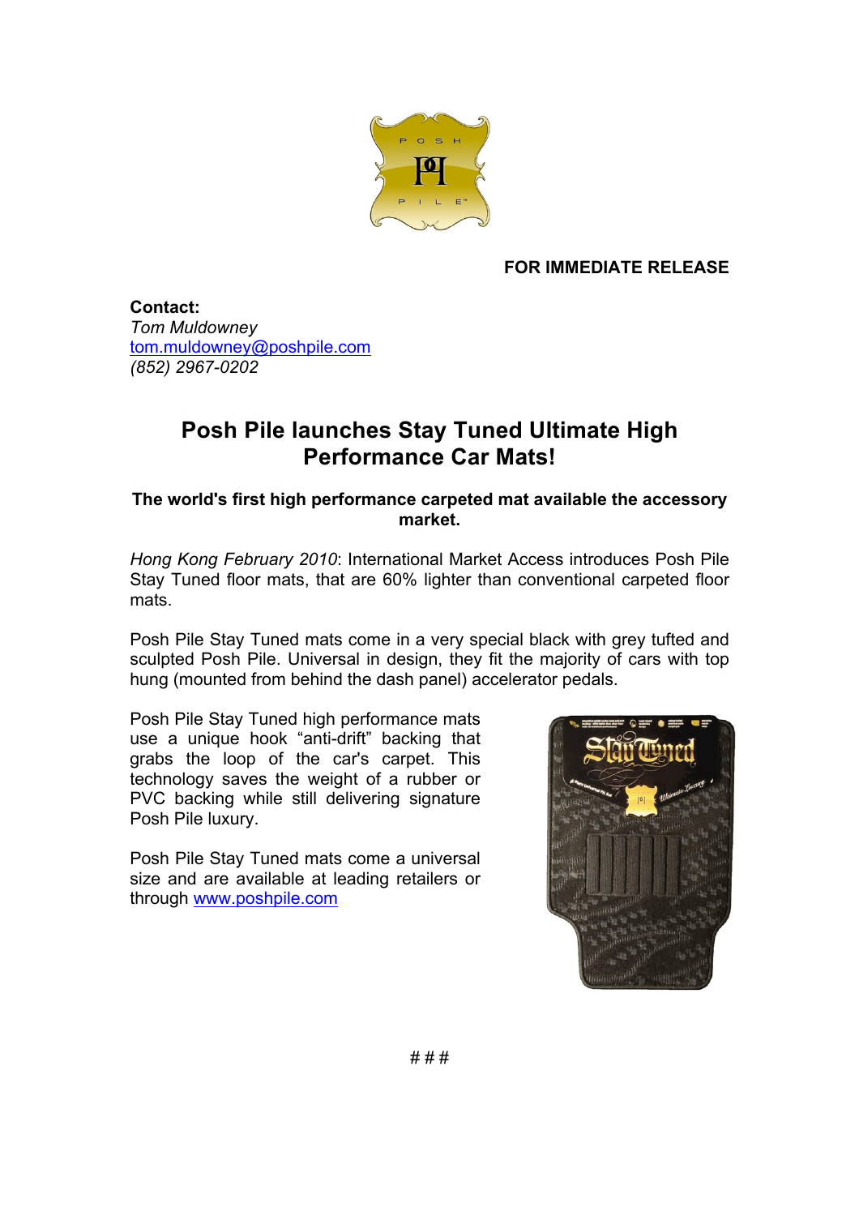**FOR IMMEDIATE RELEASE**

**Contact:**
*Tom Muldowney*
[tom.muldowney@poshpile.com](mailto:tom.muldowney@poshpile.com)
*(852) 2967-0202*

# Posh Pile launches Stay Tuned Ultimate High Performance Car Mats!

**The world's first high performance carpeted mat available the accessory market.**

*Hong Kong February 2010*: International Market Access introduces Posh Pile Stay Tuned floor mats, that are 60% lighter than conventional carpeted floor mats.

Posh Pile Stay Tuned mats come in a very special black with grey tufted and sculpted Posh Pile. Universal in design, they fit the majority of cars with top hung (mounted from behind the dash panel) accelerator pedals.

Posh Pile Stay Tuned high performance mats use a unique hook "anti-drift" backing that grabs the loop of the car's carpet. This technology saves the weight of a rubber or PVC backing while still delivering signature Posh Pile luxury.

Posh Pile Stay Tuned mats come a universal size and are available at leading retailers or through [www.poshpile.com](http://www.poshpile.com)

# # #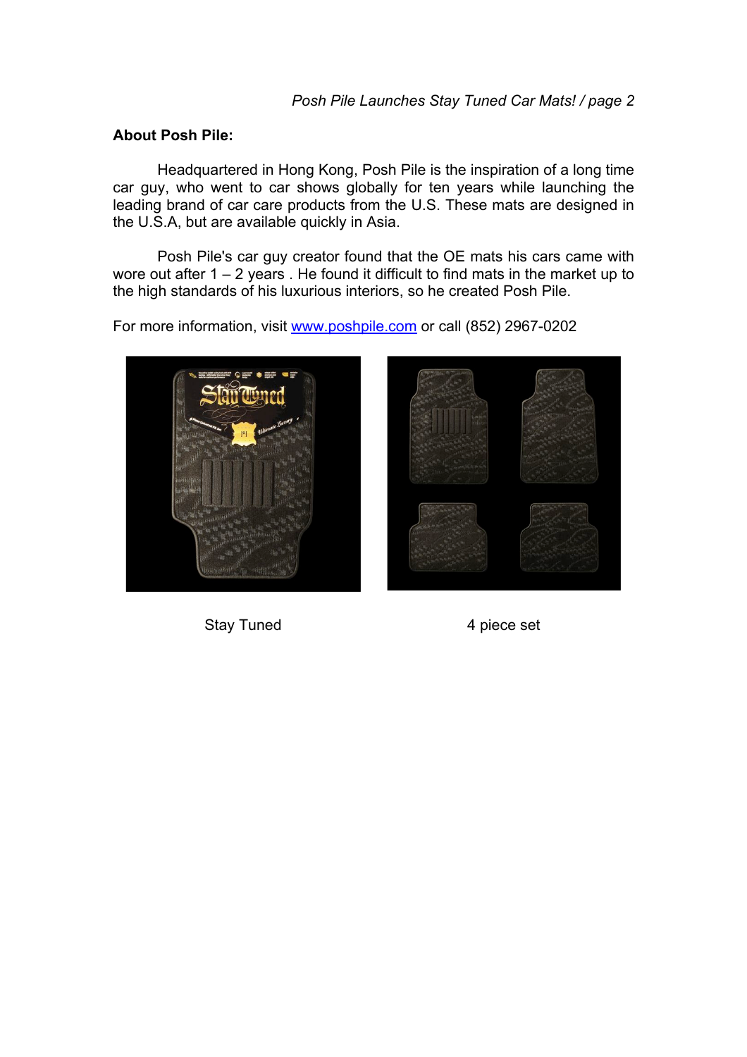**About Posh Pile:**

Headquartered in Hong Kong, Posh Pile is the inspiration of a long time car guy, who went to car shows globally for ten years while launching the leading brand of car care products from the U.S. These mats are designed in the U.S.A, but are available quickly in Asia.

Posh Pile's car guy creator found that the OE mats his cars came with wore out after 1 – 2 years . He found it difficult to find mats in the market up to the high standards of his luxurious interiors, so he created Posh Pile.

For more information, visit [www.poshpile.com](http://www.poshpile.com) or call (852) 2967-0202

Stay Tuned

4 piece set